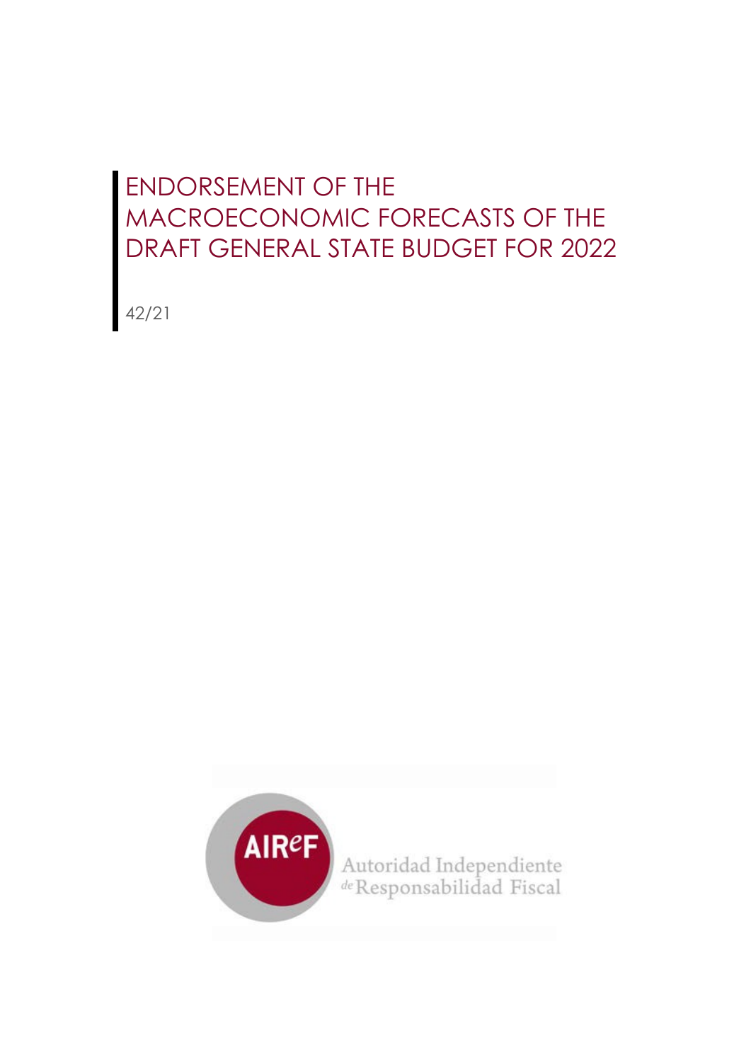# ENDORSEMENT OF THE MACROECONOMIC FORECASTS OF THE DRAFT GENERAL STATE BUDGET FOR 2022

42/21

AIReF

Autoridad Independiente de Responsabilidad Fiscal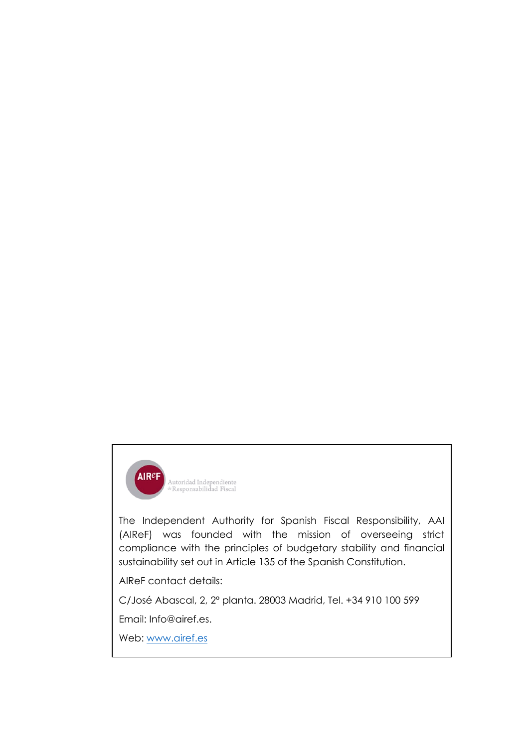AIReF Autoridad Independiente de Responsabilidad Fiscal

The Independent Authority for Spanish Fiscal Responsibility, AAI (AIReF) was founded with the mission of overseeing strict compliance with the principles of budgetary stability and financial sustainability set out in Article 135 of the Spanish Constitution.

AIReF contact details:

C/José Abascal, 2, 2º planta. 28003 Madrid, Tel. +34 910 100 599

Email: Info@airef.es.

Web: [www.airef.es](http://www.airef.es)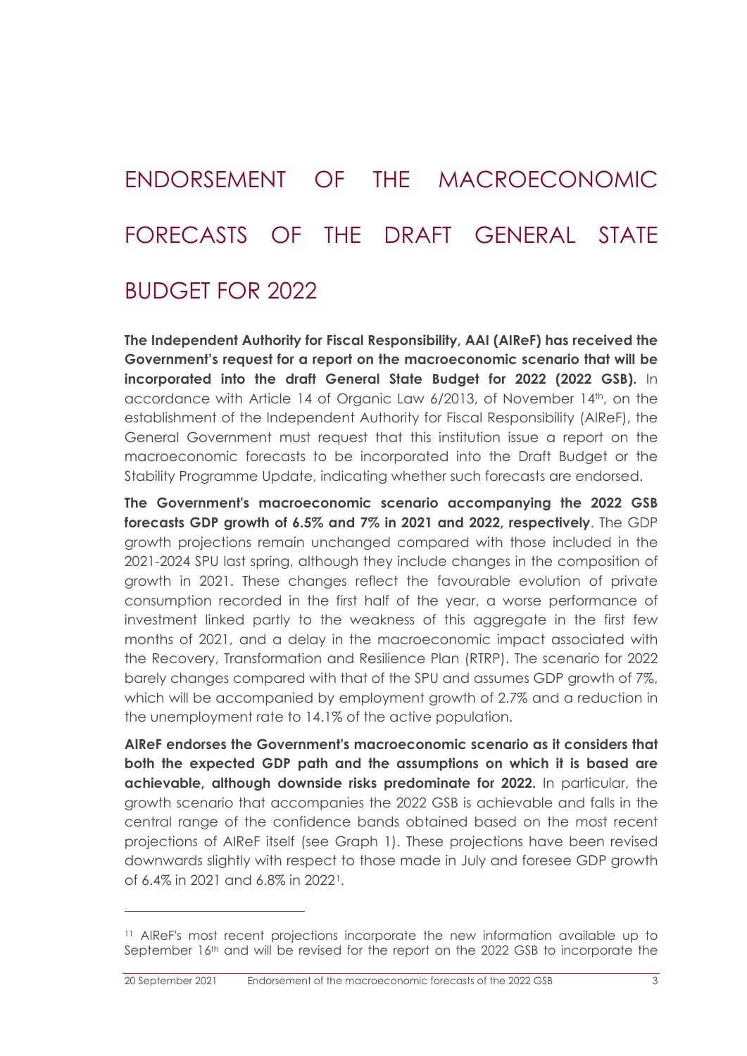# ENDORSEMENT OF THE MACROECONOMIC FORECASTS OF THE DRAFT GENERAL STATE BUDGET FOR 2022

**The Independent Authority for Fiscal Responsibility, AAI (AIReF) has received the Government's request for a report on the macroeconomic scenario that will be incorporated into the draft General State Budget for 2022 (2022 GSB).** In accordance with Article 14 of Organic Law 6/2013, of November 14th, on the establishment of the Independent Authority for Fiscal Responsibility (AIReF), the General Government must request that this institution issue a report on the macroeconomic forecasts to be incorporated into the Draft Budget or the Stability Programme Update, indicating whether such forecasts are endorsed.

**The Government's macroeconomic scenario accompanying the 2022 GSB forecasts GDP growth of 6.5% and 7% in 2021 and 2022, respectively**. The GDP growth projections remain unchanged compared with those included in the 2021-2024 SPU last spring, although they include changes in the composition of growth in 2021. These changes reflect the favourable evolution of private consumption recorded in the first half of the year, a worse performance of investment linked partly to the weakness of this aggregate in the first few months of 2021, and a delay in the macroeconomic impact associated with the Recovery, Transformation and Resilience Plan (RTRP). The scenario for 2022 barely changes compared with that of the SPU and assumes GDP growth of 7%, which will be accompanied by employment growth of 2.7% and a reduction in the unemployment rate to 14.1% of the active population.

**AIReF endorses the Government's macroeconomic scenario as it considers that both the expected GDP path and the assumptions on which it is based are achievable, although downside risks predominate for 2022.** In particular, the growth scenario that accompanies the 2022 GSB is achievable and falls in the central range of the confidence bands obtained based on the most recent projections of AIReF itself (see Graph 1). These projections have been revised downwards slightly with respect to those made in July and foresee GDP growth of 6.4% in 2021 and 6.8% in 2022[1].

---

[1] AIReF's most recent projections incorporate the new information available up to September 16th and will be revised for the report on the 2022 GSB to incorporate the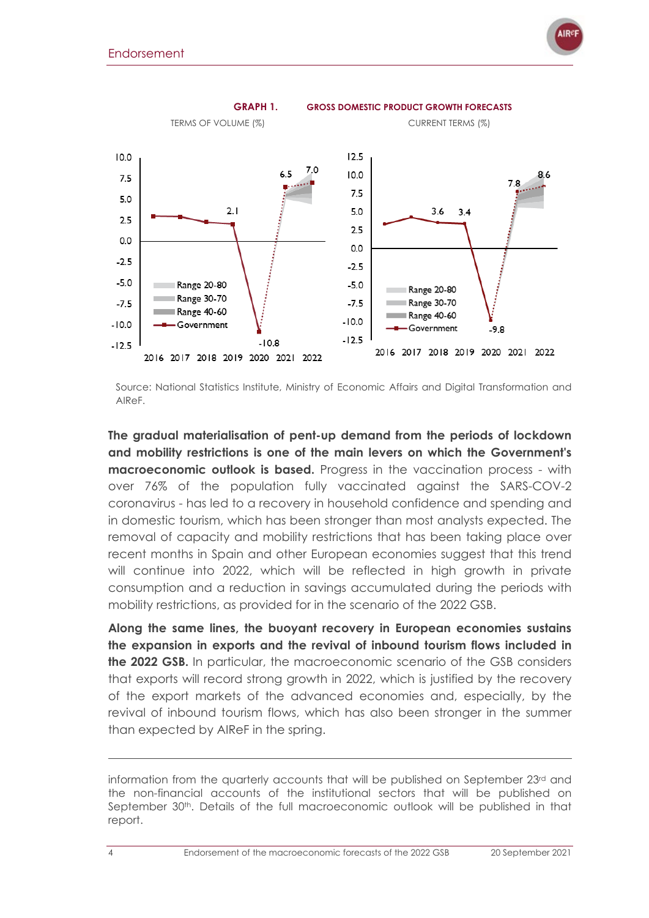**GRAPH 1. GROSS DOMESTIC PRODUCT GROWTH FORECASTS**

TERMS OF VOLUME (%)

CURRENT TERMS (%)

Source: National Statistics Institute, Ministry of Economic Affairs and Digital Transformation and AIReF.

**The gradual materialisation of pent-up demand from the periods of lockdown and mobility restrictions is one of the main levers on which the Government's macroeconomic outlook is based.** Progress in the vaccination process - with over 76% of the population fully vaccinated against the SARS-COV-2 coronavirus - has led to a recovery in household confidence and spending and in domestic tourism, which has been stronger than most analysts expected. The removal of capacity and mobility restrictions that has been taking place over recent months in Spain and other European economies suggest that this trend will continue into 2022, which will be reflected in high growth in private consumption and a reduction in savings accumulated during the periods with mobility restrictions, as provided for in the scenario of the 2022 GSB.

**Along the same lines, the buoyant recovery in European economies sustains the expansion in exports and the revival of inbound tourism flows included in the 2022 GSB.** In particular, the macroeconomic scenario of the GSB considers that exports will record strong growth in 2022, which is justified by the recovery of the export markets of the advanced economies and, especially, by the revival of inbound tourism flows, which has also been stronger in the summer than expected by AIReF in the spring.

---

information from the quarterly accounts that will be published on September 23rd and the non-financial accounts of the institutional sectors that will be published on September 30th. Details of the full macroeconomic outlook will be published in that report.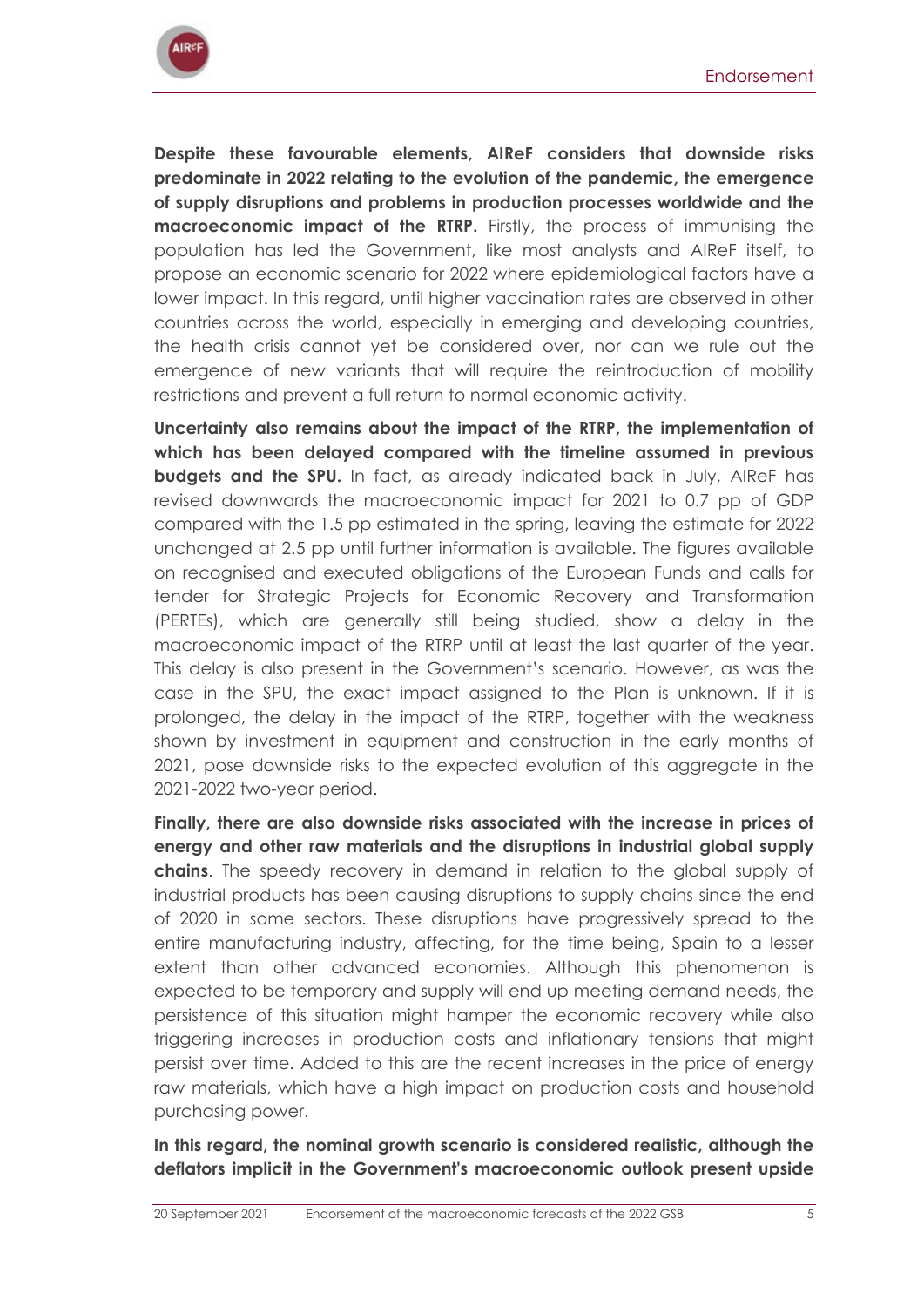**Despite these favourable elements, AIReF considers that downside risks predominate in 2022 relating to the evolution of the pandemic, the emergence of supply disruptions and problems in production processes worldwide and the macroeconomic impact of the RTRP.** Firstly, the process of immunising the population has led the Government, like most analysts and AIReF itself, to propose an economic scenario for 2022 where epidemiological factors have a lower impact. In this regard, until higher vaccination rates are observed in other countries across the world, especially in emerging and developing countries, the health crisis cannot yet be considered over, nor can we rule out the emergence of new variants that will require the reintroduction of mobility restrictions and prevent a full return to normal economic activity.

**Uncertainty also remains about the impact of the RTRP, the implementation of which has been delayed compared with the timeline assumed in previous budgets and the SPU.** In fact, as already indicated back in July, AIReF has revised downwards the macroeconomic impact for 2021 to 0.7 pp of GDP compared with the 1.5 pp estimated in the spring, leaving the estimate for 2022 unchanged at 2.5 pp until further information is available. The figures available on recognised and executed obligations of the European Funds and calls for tender for Strategic Projects for Economic Recovery and Transformation (PERTEs), which are generally still being studied, show a delay in the macroeconomic impact of the RTRP until at least the last quarter of the year. This delay is also present in the Government's scenario. However, as was the case in the SPU, the exact impact assigned to the Plan is unknown. If it is prolonged, the delay in the impact of the RTRP, together with the weakness shown by investment in equipment and construction in the early months of 2021, pose downside risks to the expected evolution of this aggregate in the 2021-2022 two-year period.

**Finally, there are also downside risks associated with the increase in prices of energy and other raw materials and the disruptions in industrial global supply chains**. The speedy recovery in demand in relation to the global supply of industrial products has been causing disruptions to supply chains since the end of 2020 in some sectors. These disruptions have progressively spread to the entire manufacturing industry, affecting, for the time being, Spain to a lesser extent than other advanced economies. Although this phenomenon is expected to be temporary and supply will end up meeting demand needs, the persistence of this situation might hamper the economic recovery while also triggering increases in production costs and inflationary tensions that might persist over time. Added to this are the recent increases in the price of energy raw materials, which have a high impact on production costs and household purchasing power.

**In this regard, the nominal growth scenario is considered realistic, although the deflators implicit in the Government's macroeconomic outlook present upside**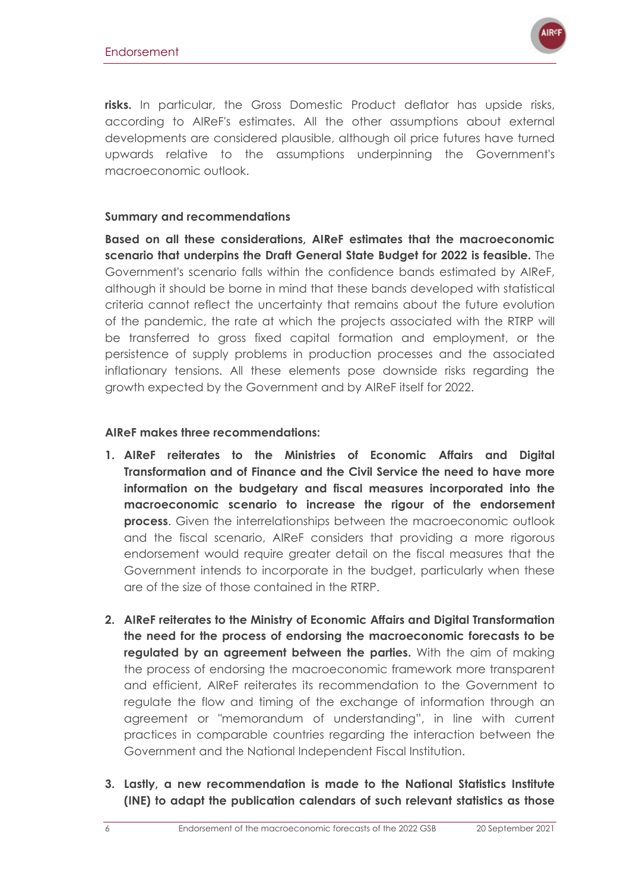**risks.** In particular, the Gross Domestic Product deflator has upside risks, according to AIReF's estimates. All the other assumptions about external developments are considered plausible, although oil price futures have turned upwards relative to the assumptions underpinning the Government's macroeconomic outlook.

**Summary and recommendations**

**Based on all these considerations, AIReF estimates that the macroeconomic scenario that underpins the Draft General State Budget for 2022 is feasible.** The Government's scenario falls within the confidence bands estimated by AIReF, although it should be borne in mind that these bands developed with statistical criteria cannot reflect the uncertainty that remains about the future evolution of the pandemic, the rate at which the projects associated with the RTRP will be transferred to gross fixed capital formation and employment, or the persistence of supply problems in production processes and the associated inflationary tensions. All these elements pose downside risks regarding the growth expected by the Government and by AIReF itself for 2022.

**AIReF makes three recommendations:**

1. **AIReF reiterates to the Ministries of Economic Affairs and Digital Transformation and of Finance and the Civil Service the need to have more information on the budgetary and fiscal measures incorporated into the macroeconomic scenario to increase the rigour of the endorsement process**. Given the interrelationships between the macroeconomic outlook and the fiscal scenario, AIReF considers that providing a more rigorous endorsement would require greater detail on the fiscal measures that the Government intends to incorporate in the budget, particularly when these are of the size of those contained in the RTRP.

2. **AIReF reiterates to the Ministry of Economic Affairs and Digital Transformation the need for the process of endorsing the macroeconomic forecasts to be regulated by an agreement between the parties.** With the aim of making the process of endorsing the macroeconomic framework more transparent and efficient, AIReF reiterates its recommendation to the Government to regulate the flow and timing of the exchange of information through an agreement or "memorandum of understanding", in line with current practices in comparable countries regarding the interaction between the Government and the National Independent Fiscal Institution.

3. **Lastly, a new recommendation is made to the National Statistics Institute (INE) to adapt the publication calendars of such relevant statistics as those**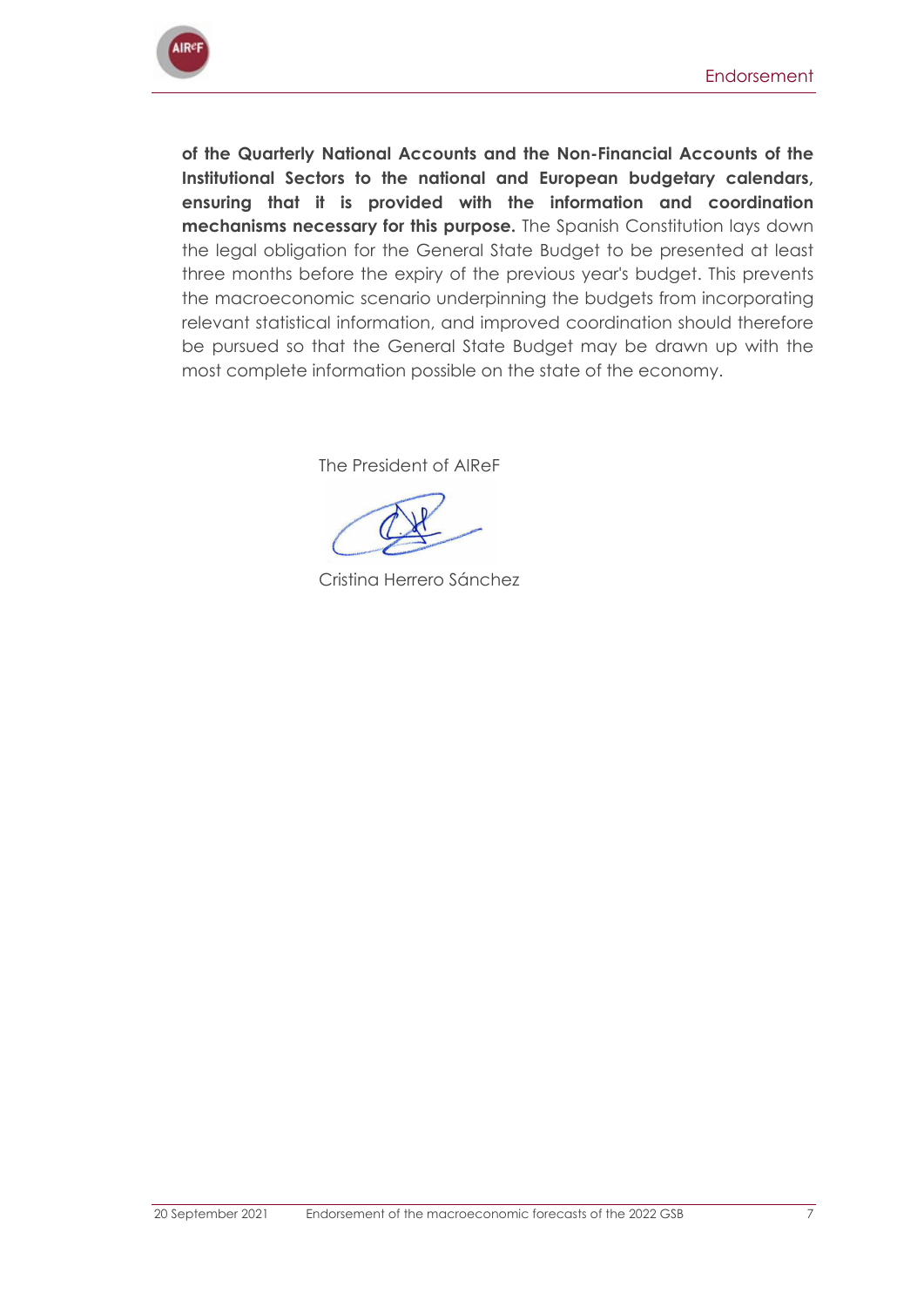**of the Quarterly National Accounts and the Non-Financial Accounts of the Institutional Sectors to the national and European budgetary calendars, ensuring that it is provided with the information and coordination mechanisms necessary for this purpose.** The Spanish Constitution lays down the legal obligation for the General State Budget to be presented at least three months before the expiry of the previous year's budget. This prevents the macroeconomic scenario underpinning the budgets from incorporating relevant statistical information, and improved coordination should therefore be pursued so that the General State Budget may be drawn up with the most complete information possible on the state of the economy.

The President of AIReF

Cristina Herrero Sánchez